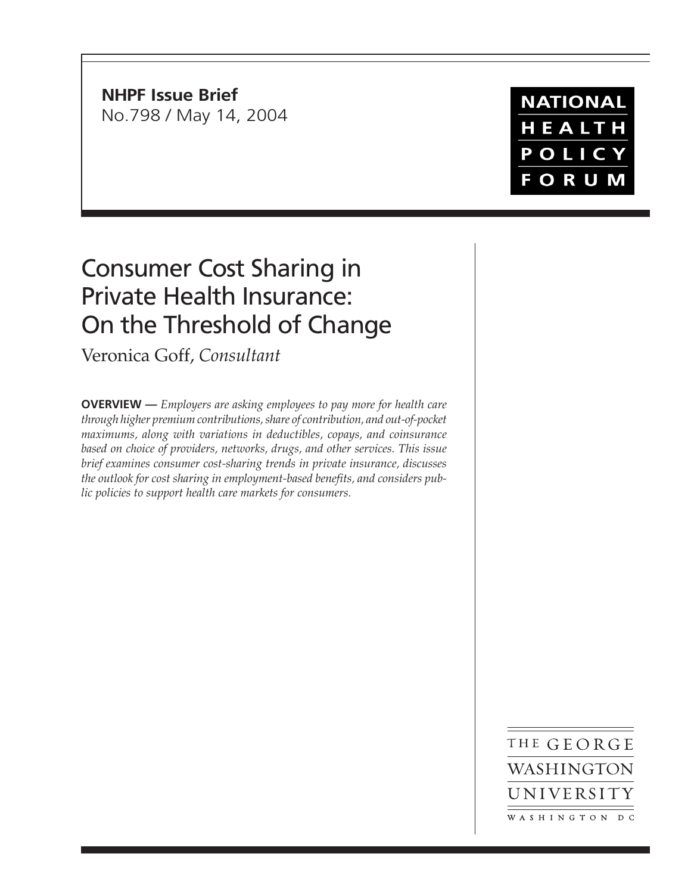**NHPF Issue Brief**
No.798 / May 14, 2004

NATIONAL HEALTH POLICY FORUM

# Consumer Cost Sharing in Private Health Insurance: On the Threshold of Change

Veronica Goff, *Consultant*

**OVERVIEW —** *Employers are asking employees to pay more for health care through higher premium contributions, share of contribution, and out-of-pocket maximums, along with variations in deductibles, copays, and coinsurance based on choice of providers, networks, drugs, and other services. This issue brief examines consumer cost-sharing trends in private insurance, discusses the outlook for cost sharing in employment-based benefits, and considers public policies to support health care markets for consumers.*

THE GEORGE WASHINGTON UNIVERSITY
WASHINGTON DC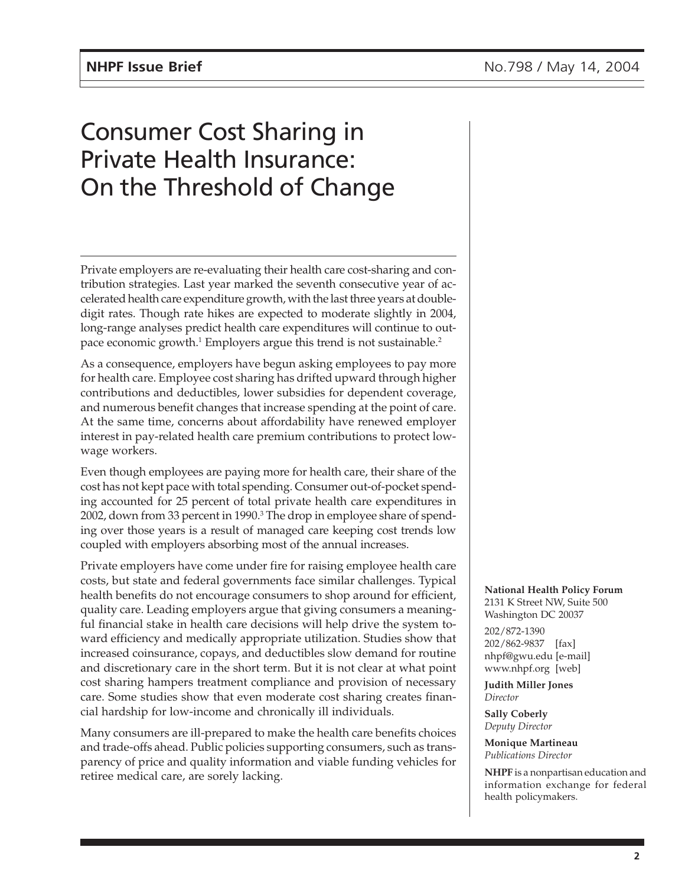# Consumer Cost Sharing in Private Health Insurance: On the Threshold of Change

Private employers are re-evaluating their health care cost-sharing and contribution strategies. Last year marked the seventh consecutive year of accelerated health care expenditure growth, with the last three years at double-digit rates. Though rate hikes are expected to moderate slightly in 2004, long-range analyses predict health care expenditures will continue to outpace economic growth.[1] Employers argue this trend is not sustainable.[2]

As a consequence, employers have begun asking employees to pay more for health care. Employee cost sharing has drifted upward through higher contributions and deductibles, lower subsidies for dependent coverage, and numerous benefit changes that increase spending at the point of care. At the same time, concerns about affordability have renewed employer interest in pay-related health care premium contributions to protect low-wage workers.

Even though employees are paying more for health care, their share of the cost has not kept pace with total spending. Consumer out-of-pocket spending accounted for 25 percent of total private health care expenditures in 2002, down from 33 percent in 1990.[3] The drop in employee share of spending over those years is a result of managed care keeping cost trends low coupled with employers absorbing most of the annual increases.

Private employers have come under fire for raising employee health care costs, but state and federal governments face similar challenges. Typical health benefits do not encourage consumers to shop around for efficient, quality care. Leading employers argue that giving consumers a meaningful financial stake in health care decisions will help drive the system toward efficiency and medically appropriate utilization. Studies show that increased coinsurance, copays, and deductibles slow demand for routine and discretionary care in the short term. But it is not clear at what point cost sharing hampers treatment compliance and provision of necessary care. Some studies show that even moderate cost sharing creates financial hardship for low-income and chronically ill individuals.

Many consumers are ill-prepared to make the health care benefits choices and trade-offs ahead. Public policies supporting consumers, such as transparency of price and quality information and viable funding vehicles for retiree medical care, are sorely lacking.

**National Health Policy Forum**
2131 K Street NW, Suite 500
Washington DC 20037

202/872-1390
202/862-9837 [fax]
nhpf@gwu.edu [e-mail]
www.nhpf.org [web]

**Judith Miller Jones**
*Director*

**Sally Coberly**
*Deputy Director*

**Monique Martineau**
*Publications Director*

**NHPF** is a nonpartisan education and information exchange for federal health policymakers.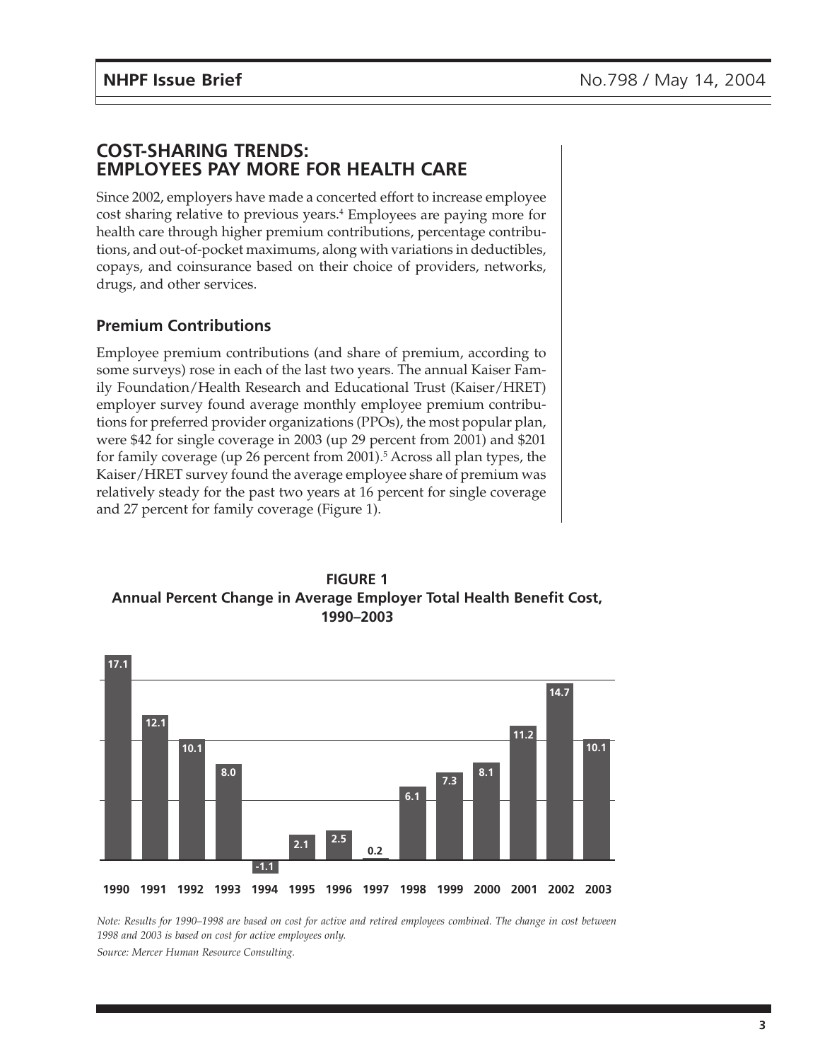## COST-SHARING TRENDS: EMPLOYEES PAY MORE FOR HEALTH CARE

Since 2002, employers have made a concerted effort to increase employee cost sharing relative to previous years.[4] Employees are paying more for health care through higher premium contributions, percentage contributions, and out-of-pocket maximums, along with variations in deductibles, copays, and coinsurance based on their choice of providers, networks, drugs, and other services.

### Premium Contributions

Employee premium contributions (and share of premium, according to some surveys) rose in each of the last two years. The annual Kaiser Family Foundation/Health Research and Educational Trust (Kaiser/HRET) employer survey found average monthly employee premium contributions for preferred provider organizations (PPOs), the most popular plan, were $42 for single coverage in 2003 (up 29 percent from 2001) and $201 for family coverage (up 26 percent from 2001).[5] Across all plan types, the Kaiser/HRET survey found the average employee share of premium was relatively steady for the past two years at 16 percent for single coverage and 27 percent for family coverage (Figure 1).

**FIGURE 1**
**Annual Percent Change in Average Employer Total Health Benefit Cost, 1990–2003**

| Year | Percent Change |
|---|---|
| 1990 | 17.1 |
| 1991 | 12.1 |
| 1992 | 10.1 |
| 1993 | 8.0 |
| 1994 | -1.1 |
| 1995 | 2.1 |
| 1996 | 2.5 |
| 1997 | 0.2 |
| 1998 | 6.1 |
| 1999 | 7.3 |
| 2000 | 8.1 |
| 2001 | 11.2 |
| 2002 | 14.7 |
| 2003 | 10.1 |

*Note: Results for 1990–1998 are based on cost for active and retired employees combined. The change in cost between 1998 and 2003 is based on cost for active employees only.*

*Source: Mercer Human Resource Consulting.*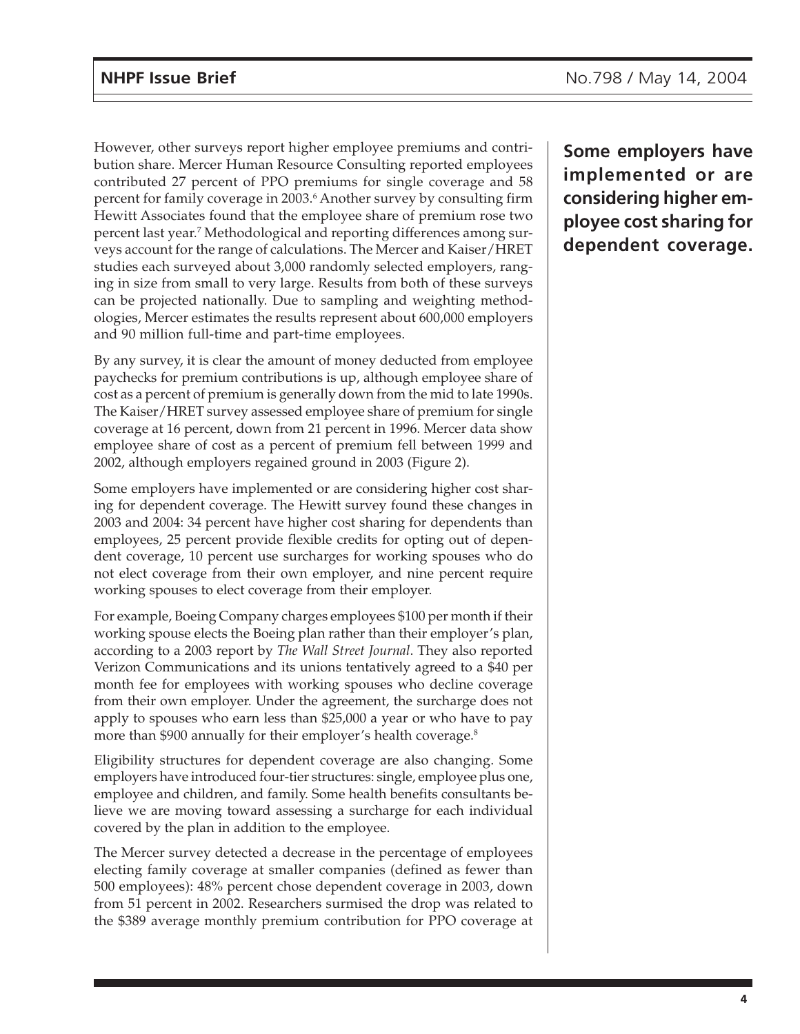However, other surveys report higher employee premiums and contribution share. Mercer Human Resource Consulting reported employees contributed 27 percent of PPO premiums for single coverage and 58 percent for family coverage in 2003.[6] Another survey by consulting firm Hewitt Associates found that the employee share of premium rose two percent last year.[7] Methodological and reporting differences among surveys account for the range of calculations. The Mercer and Kaiser/HRET studies each surveyed about 3,000 randomly selected employers, ranging in size from small to very large. Results from both of these surveys can be projected nationally. Due to sampling and weighting methodologies, Mercer estimates the results represent about 600,000 employers and 90 million full-time and part-time employees.

By any survey, it is clear the amount of money deducted from employee paychecks for premium contributions is up, although employee share of cost as a percent of premium is generally down from the mid to late 1990s. The Kaiser/HRET survey assessed employee share of premium for single coverage at 16 percent, down from 21 percent in 1996. Mercer data show employee share of cost as a percent of premium fell between 1999 and 2002, although employers regained ground in 2003 (Figure 2).

**Some employers have implemented or are considering higher employee cost sharing for dependent coverage.**

Some employers have implemented or are considering higher cost sharing for dependent coverage. The Hewitt survey found these changes in 2003 and 2004: 34 percent have higher cost sharing for dependents than employees, 25 percent provide flexible credits for opting out of dependent coverage, 10 percent use surcharges for working spouses who do not elect coverage from their own employer, and nine percent require working spouses to elect coverage from their employer.

For example, Boeing Company charges employees $100 per month if their working spouse elects the Boeing plan rather than their employer's plan, according to a 2003 report by *The Wall Street Journal*. They also reported Verizon Communications and its unions tentatively agreed to a $40 per month fee for employees with working spouses who decline coverage from their own employer. Under the agreement, the surcharge does not apply to spouses who earn less than $25,000 a year or who have to pay more than $900 annually for their employer's health coverage.[8]

Eligibility structures for dependent coverage are also changing. Some employers have introduced four-tier structures: single, employee plus one, employee and children, and family. Some health benefits consultants believe we are moving toward assessing a surcharge for each individual covered by the plan in addition to the employee.

The Mercer survey detected a decrease in the percentage of employees electing family coverage at smaller companies (defined as fewer than 500 employees): 48% percent chose dependent coverage in 2003, down from 51 percent in 2002. Researchers surmised the drop was related to the $389 average monthly premium contribution for PPO coverage at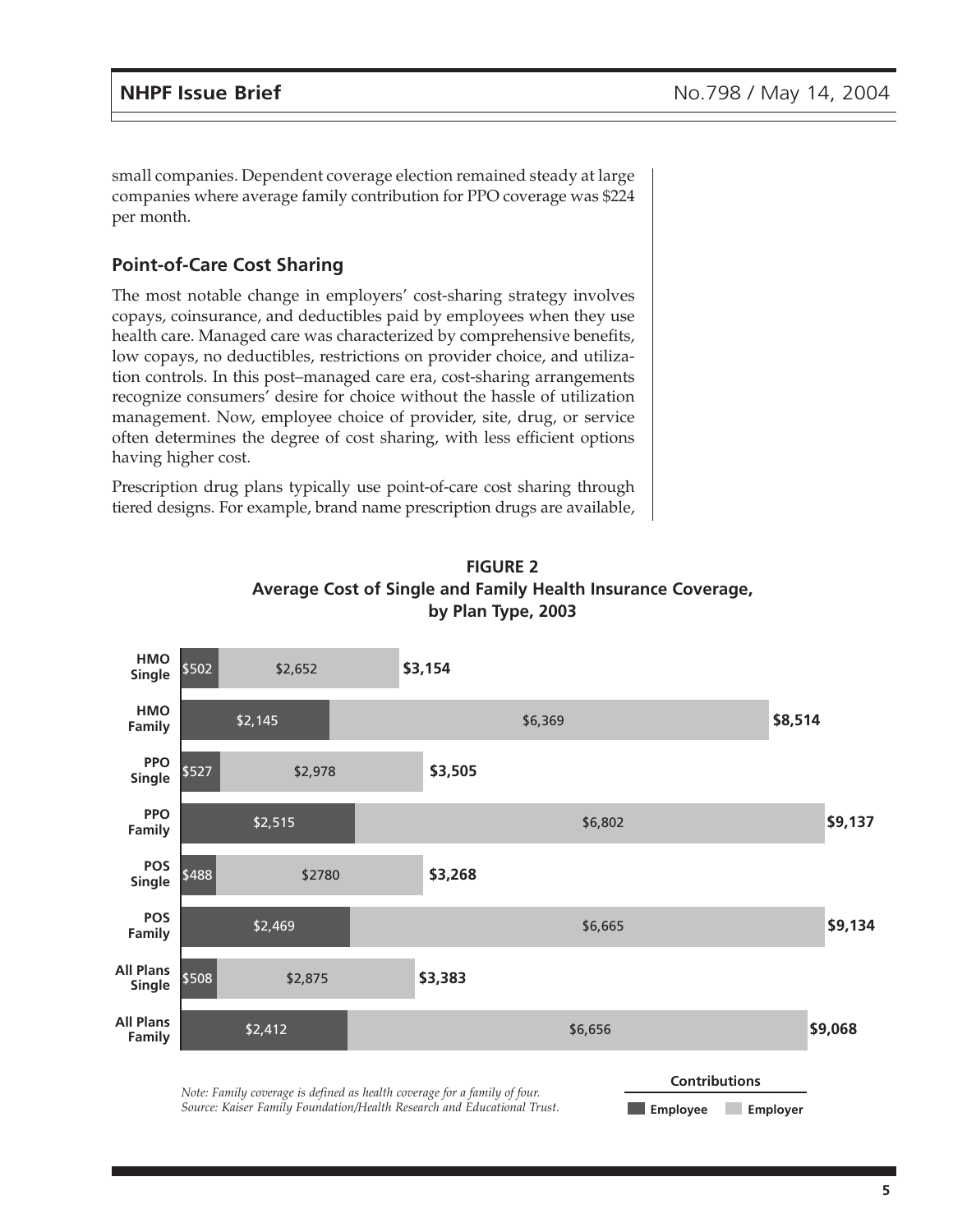small companies. Dependent coverage election remained steady at large companies where average family contribution for PPO coverage was $224 per month.

## Point-of-Care Cost Sharing

The most notable change in employers' cost-sharing strategy involves copays, coinsurance, and deductibles paid by employees when they use health care. Managed care was characterized by comprehensive benefits, low copays, no deductibles, restrictions on provider choice, and utilization controls. In this post–managed care era, cost-sharing arrangements recognize consumers' desire for choice without the hassle of utilization management. Now, employee choice of provider, site, drug, or service often determines the degree of cost sharing, with less efficient options having higher cost.

Prescription drug plans typically use point-of-care cost sharing through tiered designs. For example, brand name prescription drugs are available,

**FIGURE 2**
**Average Cost of Single and Family Health Insurance Coverage, by Plan Type, 2003**

| Plan Type | Employee Contribution | Employer Contribution | Total |
|---|---|---|---|
| HMO Single | $502 | $2,652 | $3,154 |
| HMO Family | $2,145 | $6,369 | $8,514 |
| PPO Single | $527 | $2,978 | $3,505 |
| PPO Family | $2,515 | $6,802 | $9,137 |
| POS Single | $488 | $2780 | $3,268 |
| POS Family | $2,469 | $6,665 | $9,134 |
| All Plans Single | $508 | $2,875 | $3,383 |
| All Plans Family | $2,412 | $6,656 | $9,068 |

*Note: Family coverage is defined as health coverage for a family of four.*
*Source: Kaiser Family Foundation/Health Research and Educational Trust.*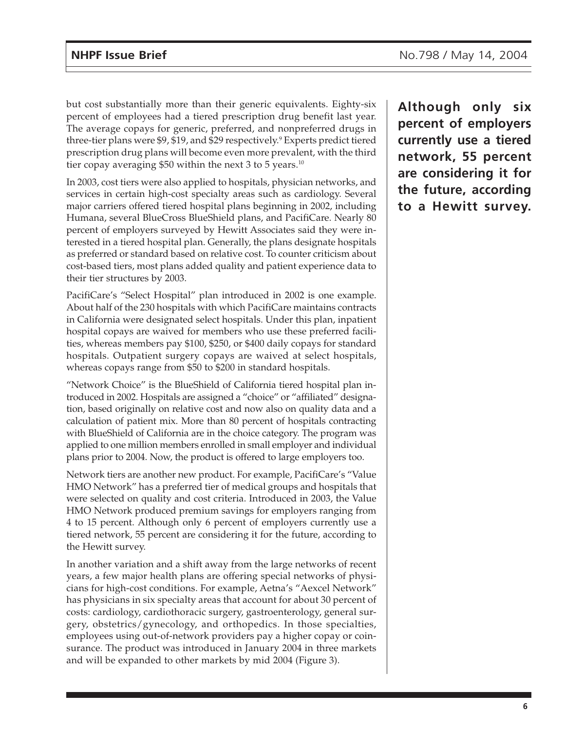but cost substantially more than their generic equivalents. Eighty-six percent of employees had a tiered prescription drug benefit last year. The average copays for generic, preferred, and nonpreferred drugs in three-tier plans were $9, $19, and $29 respectively.[9] Experts predict tiered prescription drug plans will become even more prevalent, with the third tier copay averaging $50 within the next 3 to 5 years.[10]

In 2003, cost tiers were also applied to hospitals, physician networks, and services in certain high-cost specialty areas such as cardiology. Several major carriers offered tiered hospital plans beginning in 2002, including Humana, several BlueCross BlueShield plans, and PacifiCare. Nearly 80 percent of employers surveyed by Hewitt Associates said they were interested in a tiered hospital plan. Generally, the plans designate hospitals as preferred or standard based on relative cost. To counter criticism about cost-based tiers, most plans added quality and patient experience data to their tier structures by 2003.

PacifiCare's "Select Hospital" plan introduced in 2002 is one example. About half of the 230 hospitals with which PacifiCare maintains contracts in California were designated select hospitals. Under this plan, inpatient hospital copays are waived for members who use these preferred facilities, whereas members pay $100, $250, or $400 daily copays for standard hospitals. Outpatient surgery copays are waived at select hospitals, whereas copays range from $50 to $200 in standard hospitals.

"Network Choice" is the BlueShield of California tiered hospital plan introduced in 2002. Hospitals are assigned a "choice" or "affiliated" designation, based originally on relative cost and now also on quality data and a calculation of patient mix. More than 80 percent of hospitals contracting with BlueShield of California are in the choice category. The program was applied to one million members enrolled in small employer and individual plans prior to 2004. Now, the product is offered to large employers too.

Network tiers are another new product. For example, PacifiCare's "Value HMO Network" has a preferred tier of medical groups and hospitals that were selected on quality and cost criteria. Introduced in 2003, the Value HMO Network produced premium savings for employers ranging from 4 to 15 percent. Although only 6 percent of employers currently use a tiered network, 55 percent are considering it for the future, according to the Hewitt survey.

In another variation and a shift away from the large networks of recent years, a few major health plans are offering special networks of physicians for high-cost conditions. For example, Aetna's "Aexcel Network" has physicians in six specialty areas that account for about 30 percent of costs: cardiology, cardiothoracic surgery, gastroenterology, general surgery, obstetrics/gynecology, and orthopedics. In those specialties, employees using out-of-network providers pay a higher copay or coinsurance. The product was introduced in January 2004 in three markets and will be expanded to other markets by mid 2004 (Figure 3).

**Although only six percent of employers currently use a tiered network, 55 percent are considering it for the future, according to a Hewitt survey.**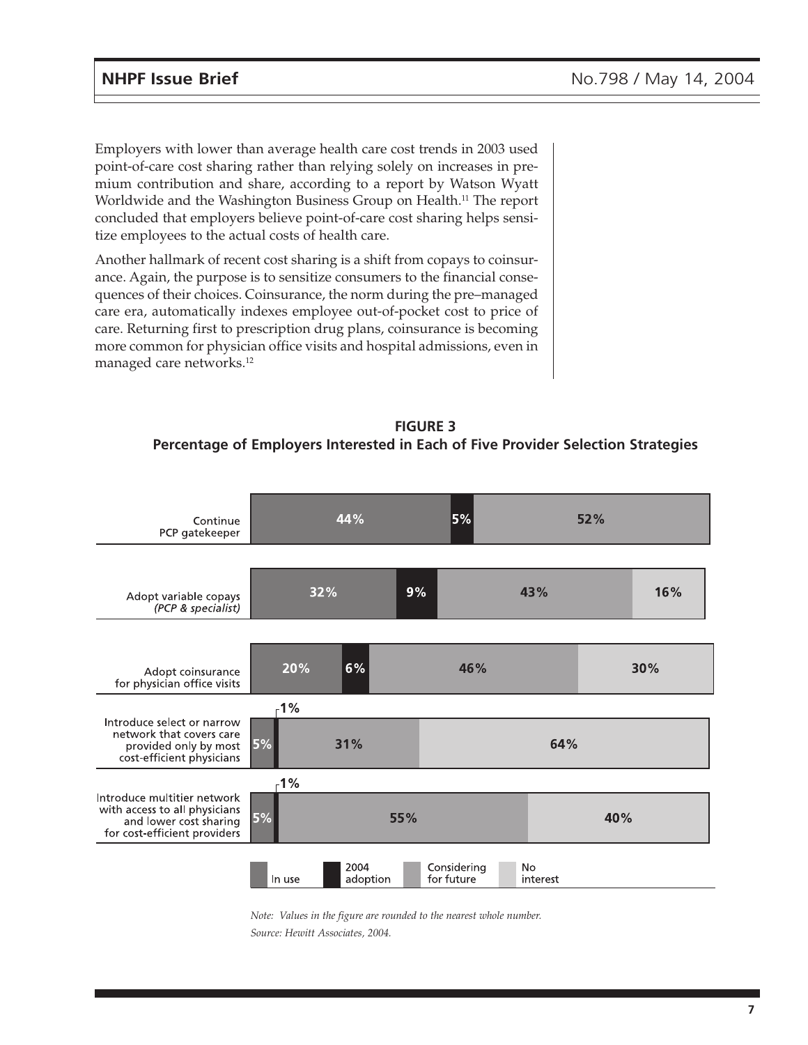Employers with lower than average health care cost trends in 2003 used point-of-care cost sharing rather than relying solely on increases in premium contribution and share, according to a report by Watson Wyatt Worldwide and the Washington Business Group on Health.[11] The report concluded that employers believe point-of-care cost sharing helps sensitize employees to the actual costs of health care.

Another hallmark of recent cost sharing is a shift from copays to coinsurance. Again, the purpose is to sensitize consumers to the financial consequences of their choices. Coinsurance, the norm during the pre–managed care era, automatically indexes employee out-of-pocket cost to price of care. Returning first to prescription drug plans, coinsurance is becoming more common for physician office visits and hospital admissions, even in managed care networks.[12]

**FIGURE 3**
**Percentage of Employers Interested in Each of Five Provider Selection Strategies**

| Strategy | In use | 2004 adoption | Considering for future | No interest |
|---|---|---|---|---|
| Continue PCP gatekeeper | 44% | 5% | 52% | |
| Adopt variable copays *(PCP & specialist)* | 32% | 9% | 43% | 16% |
| Adopt coinsurance for physician office visits | 20% | 6% | 46% | 30% |
| Introduce select or narrow network that covers care provided only by most cost-efficient physicians | 5% | 1% | 31% | 64% |
| Introduce multitier network with access to all physicians and lower cost sharing for cost-efficient providers | 5% | 1% | 55% | 40% |

*Note: Values in the figure are rounded to the nearest whole number.*

*Source: Hewitt Associates, 2004.*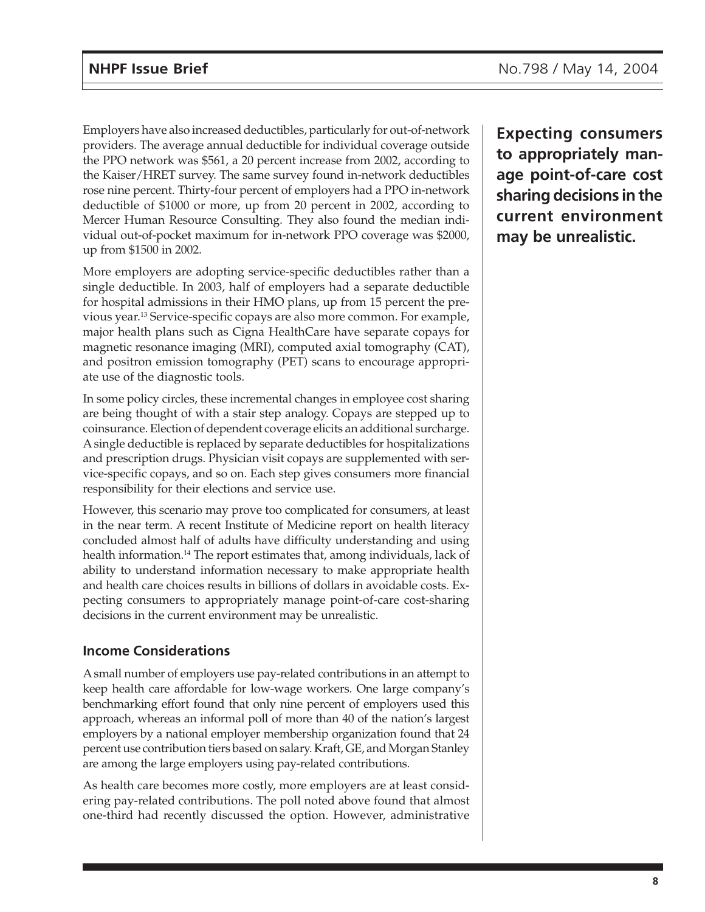Employers have also increased deductibles, particularly for out-of-network providers. The average annual deductible for individual coverage outside the PPO network was $561, a 20 percent increase from 2002, according to the Kaiser/HRET survey. The same survey found in-network deductibles rose nine percent. Thirty-four percent of employers had a PPO in-network deductible of $1000 or more, up from 20 percent in 2002, according to Mercer Human Resource Consulting. They also found the median individual out-of-pocket maximum for in-network PPO coverage was $2000, up from $1500 in 2002.

More employers are adopting service-specific deductibles rather than a single deductible. In 2003, half of employers had a separate deductible for hospital admissions in their HMO plans, up from 15 percent the previous year.[13] Service-specific copays are also more common. For example, major health plans such as Cigna HealthCare have separate copays for magnetic resonance imaging (MRI), computed axial tomography (CAT), and positron emission tomography (PET) scans to encourage appropriate use of the diagnostic tools.

In some policy circles, these incremental changes in employee cost sharing are being thought of with a stair step analogy. Copays are stepped up to coinsurance. Election of dependent coverage elicits an additional surcharge. A single deductible is replaced by separate deductibles for hospitalizations and prescription drugs. Physician visit copays are supplemented with service-specific copays, and so on. Each step gives consumers more financial responsibility for their elections and service use.

However, this scenario may prove too complicated for consumers, at least in the near term. A recent Institute of Medicine report on health literacy concluded almost half of adults have difficulty understanding and using health information.[14] The report estimates that, among individuals, lack of ability to understand information necessary to make appropriate health and health care choices results in billions of dollars in avoidable costs. Expecting consumers to appropriately manage point-of-care cost-sharing decisions in the current environment may be unrealistic.

**Expecting consumers to appropriately manage point-of-care cost sharing decisions in the current environment may be unrealistic.**

### Income Considerations

A small number of employers use pay-related contributions in an attempt to keep health care affordable for low-wage workers. One large company's benchmarking effort found that only nine percent of employers used this approach, whereas an informal poll of more than 40 of the nation's largest employers by a national employer membership organization found that 24 percent use contribution tiers based on salary. Kraft, GE, and Morgan Stanley are among the large employers using pay-related contributions.

As health care becomes more costly, more employers are at least considering pay-related contributions. The poll noted above found that almost one-third had recently discussed the option. However, administrative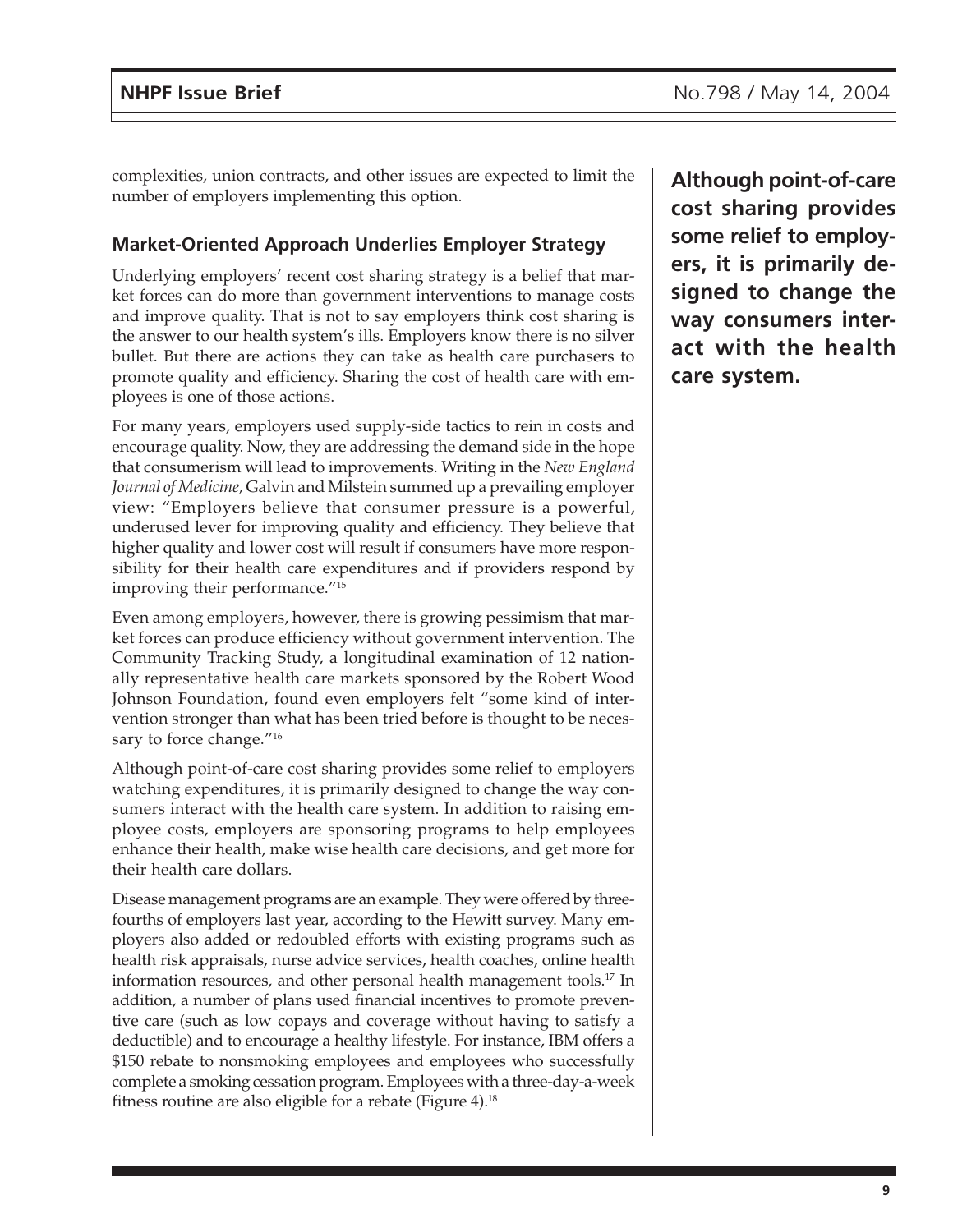complexities, union contracts, and other issues are expected to limit the number of employers implementing this option.

### Market-Oriented Approach Underlies Employer Strategy

Underlying employers' recent cost sharing strategy is a belief that market forces can do more than government interventions to manage costs and improve quality. That is not to say employers think cost sharing is the answer to our health system's ills. Employers know there is no silver bullet. But there are actions they can take as health care purchasers to promote quality and efficiency. Sharing the cost of health care with employees is one of those actions.

For many years, employers used supply-side tactics to rein in costs and encourage quality. Now, they are addressing the demand side in the hope that consumerism will lead to improvements. Writing in the *New England Journal of Medicine,* Galvin and Milstein summed up a prevailing employer view: "Employers believe that consumer pressure is a powerful, underused lever for improving quality and efficiency. They believe that higher quality and lower cost will result if consumers have more responsibility for their health care expenditures and if providers respond by improving their performance."[15]

Even among employers, however, there is growing pessimism that market forces can produce efficiency without government intervention. The Community Tracking Study, a longitudinal examination of 12 nationally representative health care markets sponsored by the Robert Wood Johnson Foundation, found even employers felt "some kind of intervention stronger than what has been tried before is thought to be necessary to force change."[16]

**Although point-of-care cost sharing provides some relief to employers, it is primarily designed to change the way consumers interact with the health care system.**

Although point-of-care cost sharing provides some relief to employers watching expenditures, it is primarily designed to change the way consumers interact with the health care system. In addition to raising employee costs, employers are sponsoring programs to help employees enhance their health, make wise health care decisions, and get more for their health care dollars.

Disease management programs are an example. They were offered by three-fourths of employers last year, according to the Hewitt survey. Many employers also added or redoubled efforts with existing programs such as health risk appraisals, nurse advice services, health coaches, online health information resources, and other personal health management tools.[17] In addition, a number of plans used financial incentives to promote preventive care (such as low copays and coverage without having to satisfy a deductible) and to encourage a healthy lifestyle. For instance, IBM offers a $150 rebate to nonsmoking employees and employees who successfully complete a smoking cessation program. Employees with a three-day-a-week fitness routine are also eligible for a rebate (Figure 4).[18]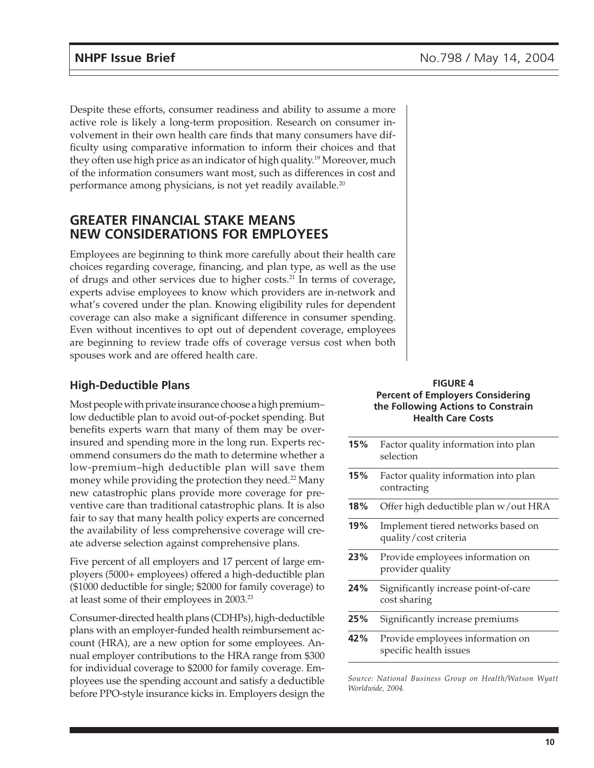Despite these efforts, consumer readiness and ability to assume a more active role is likely a long-term proposition. Research on consumer involvement in their own health care finds that many consumers have difficulty using comparative information to inform their choices and that they often use high price as an indicator of high quality.[19] Moreover, much of the information consumers want most, such as differences in cost and performance among physicians, is not yet readily available.[20]

## GREATER FINANCIAL STAKE MEANS NEW CONSIDERATIONS FOR EMPLOYEES

Employees are beginning to think more carefully about their health care choices regarding coverage, financing, and plan type, as well as the use of drugs and other services due to higher costs.[21] In terms of coverage, experts advise employees to know which providers are in-network and what's covered under the plan. Knowing eligibility rules for dependent coverage can also make a significant difference in consumer spending. Even without incentives to opt out of dependent coverage, employees are beginning to review trade offs of coverage versus cost when both spouses work and are offered health care.

### High-Deductible Plans

Most people with private insurance choose a high premium–low deductible plan to avoid out-of-pocket spending. But benefits experts warn that many of them may be over-insured and spending more in the long run. Experts recommend consumers do the math to determine whether a low-premium–high deductible plan will save them money while providing the protection they need.[22] Many new catastrophic plans provide more coverage for preventive care than traditional catastrophic plans. It is also fair to say that many health policy experts are concerned the availability of less comprehensive coverage will create adverse selection against comprehensive plans.

Five percent of all employers and 17 percent of large employers (5000+ employees) offered a high-deductible plan ($1000 deductible for single; $2000 for family coverage) to at least some of their employees in 2003.[23]

Consumer-directed health plans (CDHPs), high-deductible plans with an employer-funded health reimbursement account (HRA), are a new option for some employees. Annual employer contributions to the HRA range from $300 for individual coverage to $2000 for family coverage. Employees use the spending account and satisfy a deductible before PPO-style insurance kicks in. Employers design the

**FIGURE 4**
**Percent of Employers Considering the Following Actions to Constrain Health Care Costs**

| Percent | Action |
|---|---|
| **15%** | Factor quality information into plan selection |
| **15%** | Factor quality information into plan contracting |
| **18%** | Offer high deductible plan w/out HRA |
| **19%** | Implement tiered networks based on quality/cost criteria |
| **23%** | Provide employees information on provider quality |
| **24%** | Significantly increase point-of-care cost sharing |
| **25%** | Significantly increase premiums |
| **42%** | Provide employees information on specific health issues |

*Source: National Business Group on Health/Watson Wyatt Worldwide, 2004.*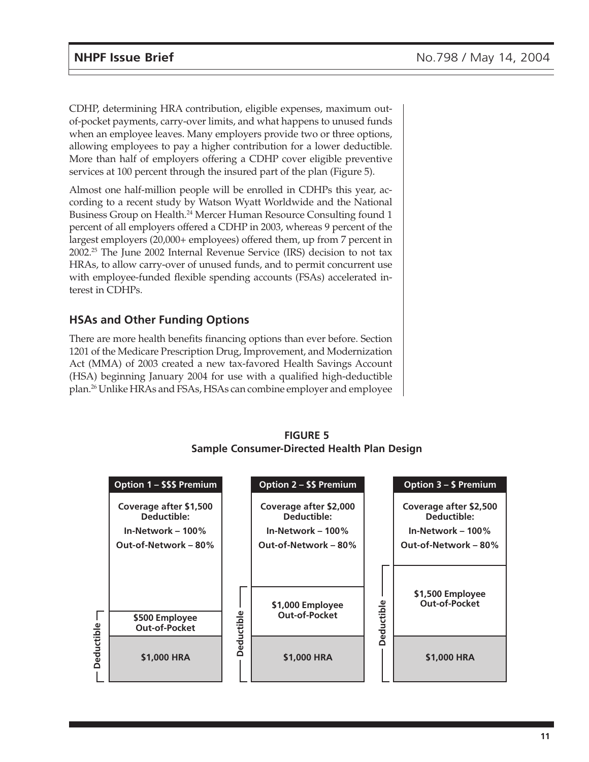CDHP, determining HRA contribution, eligible expenses, maximum out-of-pocket payments, carry-over limits, and what happens to unused funds when an employee leaves. Many employers provide two or three options, allowing employees to pay a higher contribution for a lower deductible. More than half of employers offering a CDHP cover eligible preventive services at 100 percent through the insured part of the plan (Figure 5).

Almost one half-million people will be enrolled in CDHPs this year, according to a recent study by Watson Wyatt Worldwide and the National Business Group on Health.[24] Mercer Human Resource Consulting found 1 percent of all employers offered a CDHP in 2003, whereas 9 percent of the largest employers (20,000+ employees) offered them, up from 7 percent in 2002.[25] The June 2002 Internal Revenue Service (IRS) decision to not tax HRAs, to allow carry-over of unused funds, and to permit concurrent use with employee-funded flexible spending accounts (FSAs) accelerated interest in CDHPs.

## HSAs and Other Funding Options

There are more health benefits financing options than ever before. Section 1201 of the Medicare Prescription Drug, Improvement, and Modernization Act (MMA) of 2003 created a new tax-favored Health Savings Account (HSA) beginning January 2004 for use with a qualified high-deductible plan.[26] Unlike HRAs and FSAs, HSAs can combine employer and employee

**FIGURE 5**
**Sample Consumer-Directed Health Plan Design**

| Option 1 – $$$ Premium | Option 2 – $$ Premium | Option 3 – $ Premium |
|---|---|---|
| Coverage after $1,500 Deductible: In-Network – 100% Out-of-Network – 80% | Coverage after $2,000 Deductible: In-Network – 100% Out-of-Network – 80% | Coverage after $2,500 Deductible: In-Network – 100% Out-of-Network – 80% |
| Deductible: $500 Employee Out-of-Pocket | Deductible: $1,000 Employee Out-of-Pocket | Deductible: $1,500 Employee Out-of-Pocket |
| Deductible: $1,000 HRA | Deductible: $1,000 HRA | Deductible: $1,000 HRA |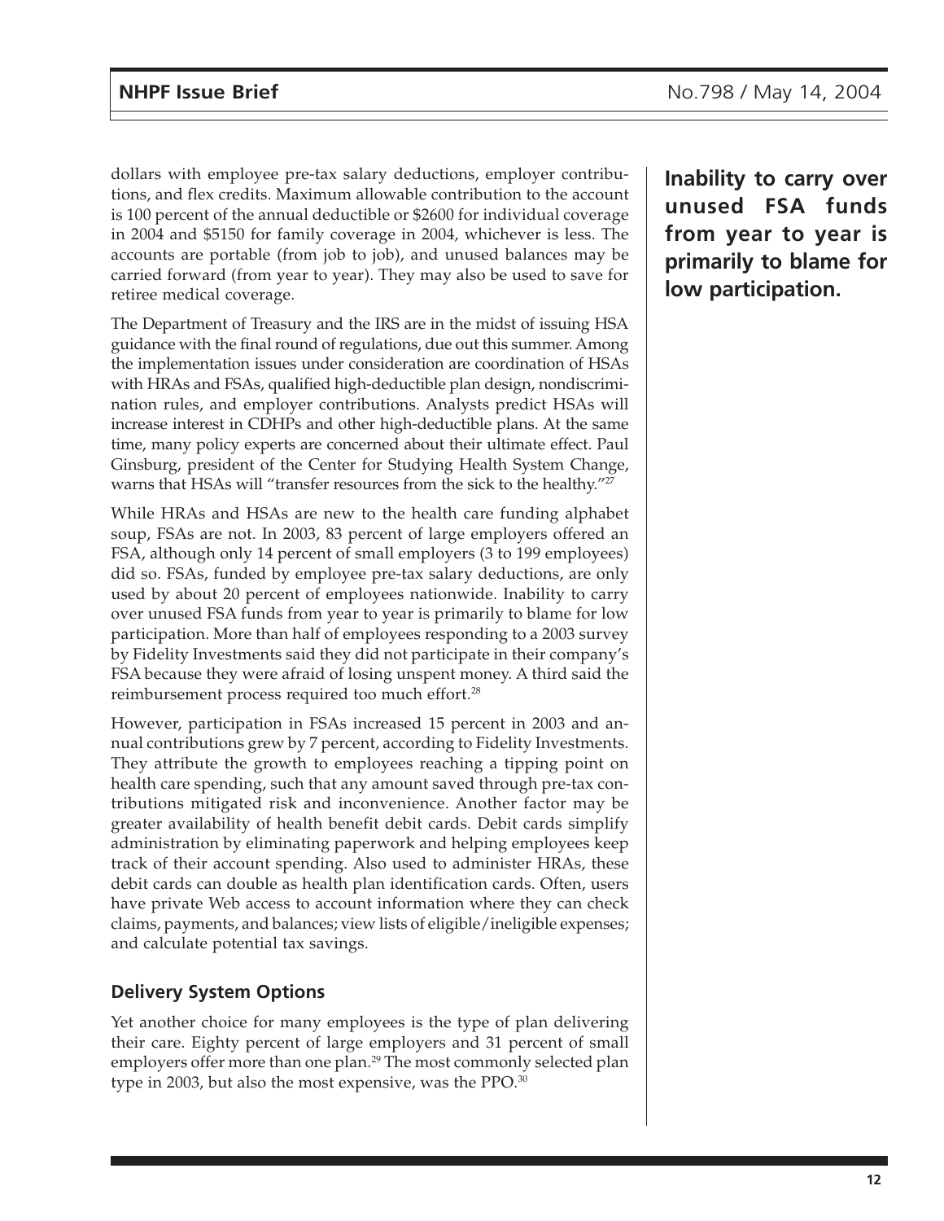dollars with employee pre-tax salary deductions, employer contributions, and flex credits. Maximum allowable contribution to the account is 100 percent of the annual deductible or $2600 for individual coverage in 2004 and $5150 for family coverage in 2004, whichever is less. The accounts are portable (from job to job), and unused balances may be carried forward (from year to year). They may also be used to save for retiree medical coverage.

The Department of Treasury and the IRS are in the midst of issuing HSA guidance with the final round of regulations, due out this summer. Among the implementation issues under consideration are coordination of HSAs with HRAs and FSAs, qualified high-deductible plan design, nondiscrimination rules, and employer contributions. Analysts predict HSAs will increase interest in CDHPs and other high-deductible plans. At the same time, many policy experts are concerned about their ultimate effect. Paul Ginsburg, president of the Center for Studying Health System Change, warns that HSAs will "transfer resources from the sick to the healthy."[27]

While HRAs and HSAs are new to the health care funding alphabet soup, FSAs are not. In 2003, 83 percent of large employers offered an FSA, although only 14 percent of small employers (3 to 199 employees) did so. FSAs, funded by employee pre-tax salary deductions, are only used by about 20 percent of employees nationwide. Inability to carry over unused FSA funds from year to year is primarily to blame for low participation. More than half of employees responding to a 2003 survey by Fidelity Investments said they did not participate in their company's FSA because they were afraid of losing unspent money. A third said the reimbursement process required too much effort.[28]

**Inability to carry over unused FSA funds from year to year is primarily to blame for low participation.**

However, participation in FSAs increased 15 percent in 2003 and annual contributions grew by 7 percent, according to Fidelity Investments. They attribute the growth to employees reaching a tipping point on health care spending, such that any amount saved through pre-tax contributions mitigated risk and inconvenience. Another factor may be greater availability of health benefit debit cards. Debit cards simplify administration by eliminating paperwork and helping employees keep track of their account spending. Also used to administer HRAs, these debit cards can double as health plan identification cards. Often, users have private Web access to account information where they can check claims, payments, and balances; view lists of eligible/ineligible expenses; and calculate potential tax savings.

### Delivery System Options

Yet another choice for many employees is the type of plan delivering their care. Eighty percent of large employers and 31 percent of small employers offer more than one plan.[29] The most commonly selected plan type in 2003, but also the most expensive, was the PPO.[30]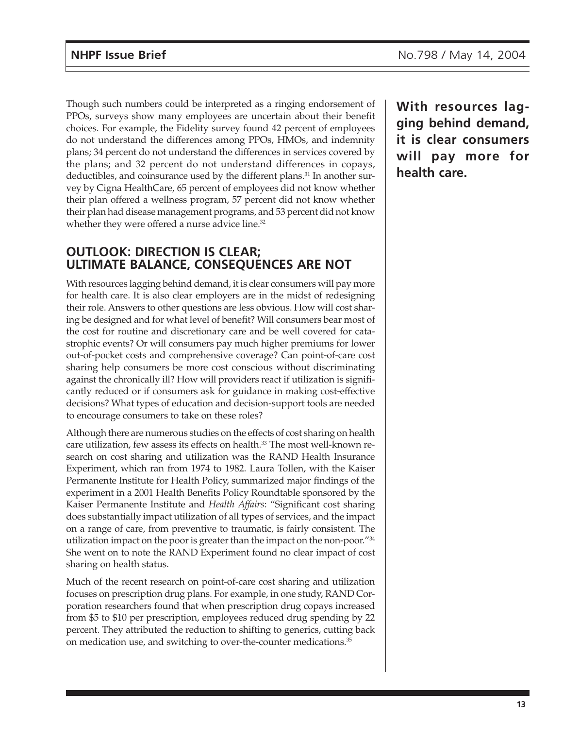Though such numbers could be interpreted as a ringing endorsement of PPOs, surveys show many employees are uncertain about their benefit choices. For example, the Fidelity survey found 42 percent of employees do not understand the differences among PPOs, HMOs, and indemnity plans; 34 percent do not understand the differences in services covered by the plans; and 32 percent do not understand differences in copays, deductibles, and coinsurance used by the different plans.[31] In another survey by Cigna HealthCare, 65 percent of employees did not know whether their plan offered a wellness program, 57 percent did not know whether their plan had disease management programs, and 53 percent did not know whether they were offered a nurse advice line.[32]

**With resources lagging behind demand, it is clear consumers will pay more for health care.**

## OUTLOOK: DIRECTION IS CLEAR; ULTIMATE BALANCE, CONSEQUENCES ARE NOT

With resources lagging behind demand, it is clear consumers will pay more for health care. It is also clear employers are in the midst of redesigning their role. Answers to other questions are less obvious. How will cost sharing be designed and for what level of benefit? Will consumers bear most of the cost for routine and discretionary care and be well covered for catastrophic events? Or will consumers pay much higher premiums for lower out-of-pocket costs and comprehensive coverage? Can point-of-care cost sharing help consumers be more cost conscious without discriminating against the chronically ill? How will providers react if utilization is significantly reduced or if consumers ask for guidance in making cost-effective decisions? What types of education and decision-support tools are needed to encourage consumers to take on these roles?

Although there are numerous studies on the effects of cost sharing on health care utilization, few assess its effects on health.[33] The most well-known research on cost sharing and utilization was the RAND Health Insurance Experiment, which ran from 1974 to 1982. Laura Tollen, with the Kaiser Permanente Institute for Health Policy, summarized major findings of the experiment in a 2001 Health Benefits Policy Roundtable sponsored by the Kaiser Permanente Institute and *Health Affairs*: "Significant cost sharing does substantially impact utilization of all types of services, and the impact on a range of care, from preventive to traumatic, is fairly consistent. The utilization impact on the poor is greater than the impact on the non-poor."[34] She went on to note the RAND Experiment found no clear impact of cost sharing on health status.

Much of the recent research on point-of-care cost sharing and utilization focuses on prescription drug plans. For example, in one study, RAND Corporation researchers found that when prescription drug copays increased from $5 to $10 per prescription, employees reduced drug spending by 22 percent. They attributed the reduction to shifting to generics, cutting back on medication use, and switching to over-the-counter medications.[35]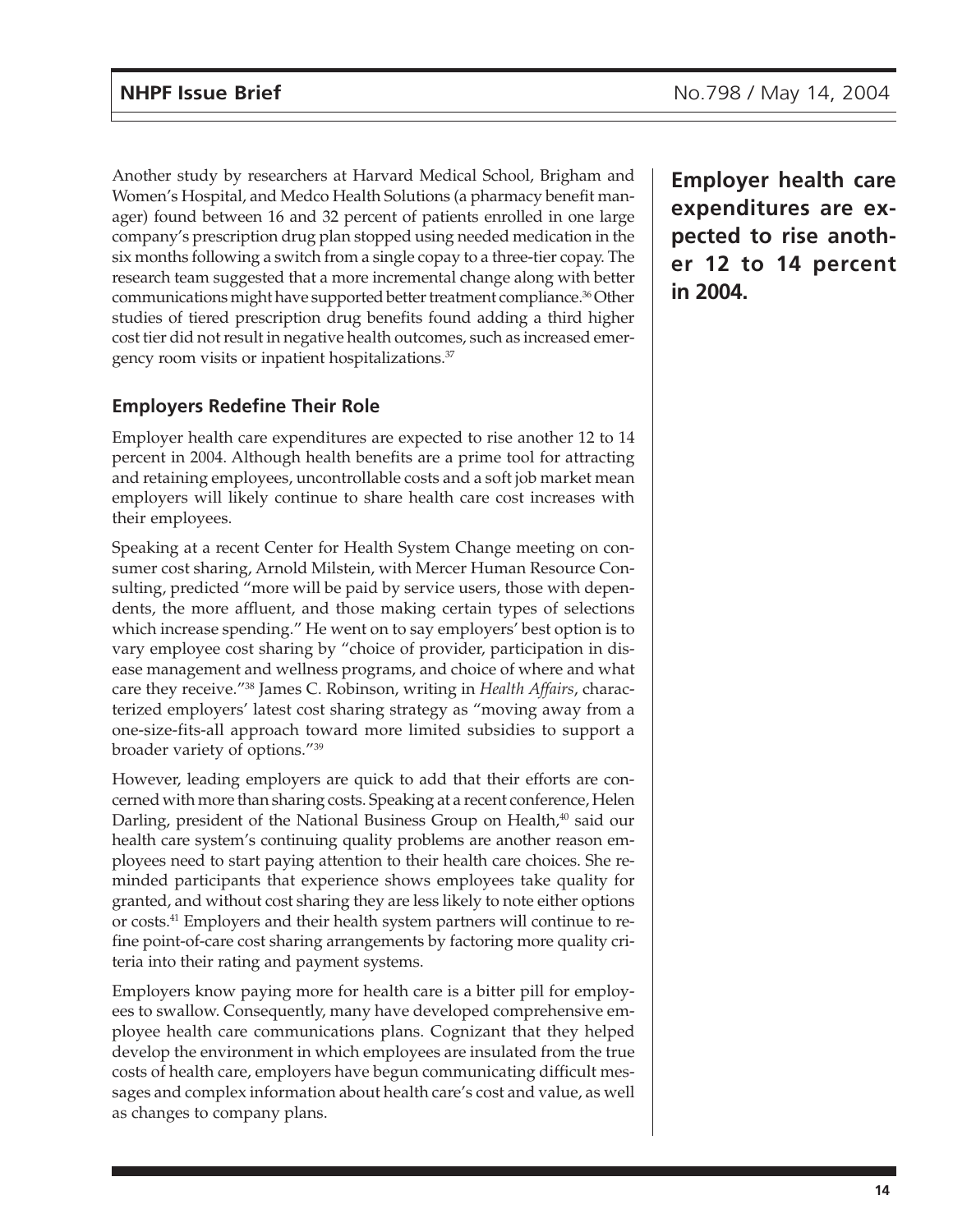Another study by researchers at Harvard Medical School, Brigham and Women's Hospital, and Medco Health Solutions (a pharmacy benefit manager) found between 16 and 32 percent of patients enrolled in one large company's prescription drug plan stopped using needed medication in the six months following a switch from a single copay to a three-tier copay. The research team suggested that a more incremental change along with better communications might have supported better treatment compliance.[36] Other studies of tiered prescription drug benefits found adding a third higher cost tier did not result in negative health outcomes, such as increased emergency room visits or inpatient hospitalizations.[37]

**Employer health care expenditures are expected to rise another 12 to 14 percent in 2004.**

### Employers Redefine Their Role

Employer health care expenditures are expected to rise another 12 to 14 percent in 2004. Although health benefits are a prime tool for attracting and retaining employees, uncontrollable costs and a soft job market mean employers will likely continue to share health care cost increases with their employees.

Speaking at a recent Center for Health System Change meeting on consumer cost sharing, Arnold Milstein, with Mercer Human Resource Consulting, predicted "more will be paid by service users, those with dependents, the more affluent, and those making certain types of selections which increase spending." He went on to say employers' best option is to vary employee cost sharing by "choice of provider, participation in disease management and wellness programs, and choice of where and what care they receive."[38] James C. Robinson, writing in *Health Affairs*, characterized employers' latest cost sharing strategy as "moving away from a one-size-fits-all approach toward more limited subsidies to support a broader variety of options."[39]

However, leading employers are quick to add that their efforts are concerned with more than sharing costs. Speaking at a recent conference, Helen Darling, president of the National Business Group on Health,[40] said our health care system's continuing quality problems are another reason employees need to start paying attention to their health care choices. She reminded participants that experience shows employees take quality for granted, and without cost sharing they are less likely to note either options or costs.[41] Employers and their health system partners will continue to refine point-of-care cost sharing arrangements by factoring more quality criteria into their rating and payment systems.

Employers know paying more for health care is a bitter pill for employees to swallow. Consequently, many have developed comprehensive employee health care communications plans. Cognizant that they helped develop the environment in which employees are insulated from the true costs of health care, employers have begun communicating difficult messages and complex information about health care's cost and value, as well as changes to company plans.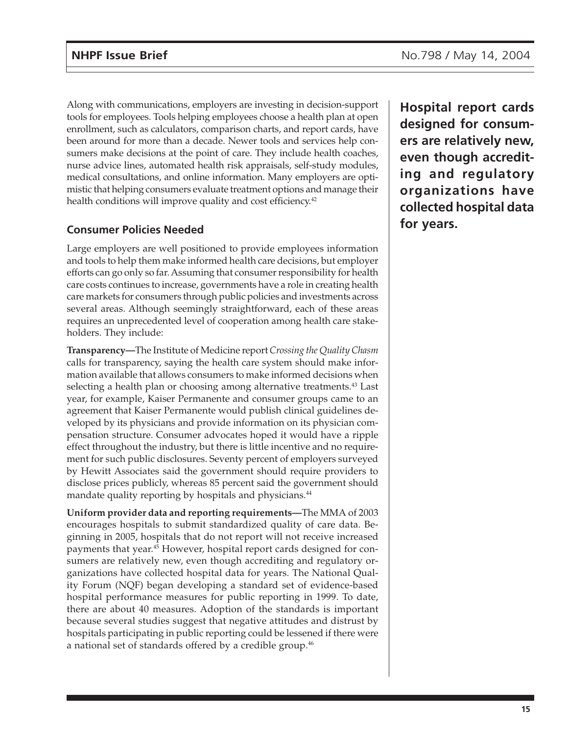Along with communications, employers are investing in decision-support tools for employees. Tools helping employees choose a health plan at open enrollment, such as calculators, comparison charts, and report cards, have been around for more than a decade. Newer tools and services help consumers make decisions at the point of care. They include health coaches, nurse advice lines, automated health risk appraisals, self-study modules, medical consultations, and online information. Many employers are optimistic that helping consumers evaluate treatment options and manage their health conditions will improve quality and cost efficiency.[42]

**Hospital report cards designed for consumers are relatively new, even though accrediting and regulatory organizations have collected hospital data for years.**

## Consumer Policies Needed

Large employers are well positioned to provide employees information and tools to help them make informed health care decisions, but employer efforts can go only so far. Assuming that consumer responsibility for health care costs continues to increase, governments have a role in creating health care markets for consumers through public policies and investments across several areas. Although seemingly straightforward, each of these areas requires an unprecedented level of cooperation among health care stakeholders. They include:

**Transparency—**The Institute of Medicine report *Crossing the Quality Chasm* calls for transparency, saying the health care system should make information available that allows consumers to make informed decisions when selecting a health plan or choosing among alternative treatments.[43] Last year, for example, Kaiser Permanente and consumer groups came to an agreement that Kaiser Permanente would publish clinical guidelines developed by its physicians and provide information on its physician compensation structure. Consumer advocates hoped it would have a ripple effect throughout the industry, but there is little incentive and no requirement for such public disclosures. Seventy percent of employers surveyed by Hewitt Associates said the government should require providers to disclose prices publicly, whereas 85 percent said the government should mandate quality reporting by hospitals and physicians.[44]

**Uniform provider data and reporting requirements—**The MMA of 2003 encourages hospitals to submit standardized quality of care data. Beginning in 2005, hospitals that do not report will not receive increased payments that year.[45] However, hospital report cards designed for consumers are relatively new, even though accrediting and regulatory organizations have collected hospital data for years. The National Quality Forum (NQF) began developing a standard set of evidence-based hospital performance measures for public reporting in 1999. To date, there are about 40 measures. Adoption of the standards is important because several studies suggest that negative attitudes and distrust by hospitals participating in public reporting could be lessened if there were a national set of standards offered by a credible group.[46]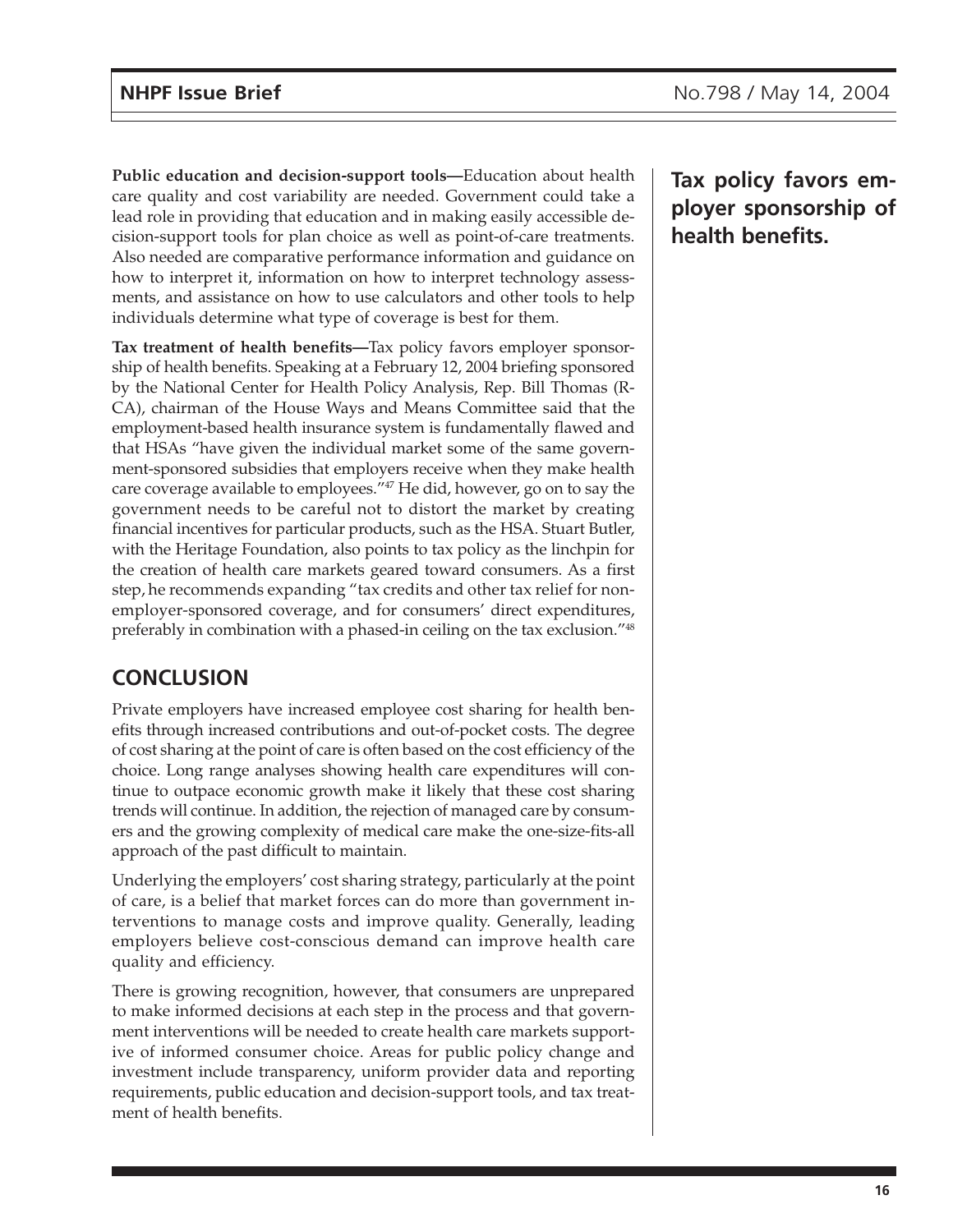**Public education and decision-support tools—**Education about health care quality and cost variability are needed. Government could take a lead role in providing that education and in making easily accessible decision-support tools for plan choice as well as point-of-care treatments. Also needed are comparative performance information and guidance on how to interpret it, information on how to interpret technology assessments, and assistance on how to use calculators and other tools to help individuals determine what type of coverage is best for them.

**Tax treatment of health benefits—**Tax policy favors employer sponsorship of health benefits. Speaking at a February 12, 2004 briefing sponsored by the National Center for Health Policy Analysis, Rep. Bill Thomas (R-CA), chairman of the House Ways and Means Committee said that the employment-based health insurance system is fundamentally flawed and that HSAs "have given the individual market some of the same government-sponsored subsidies that employers receive when they make health care coverage available to employees."[47] He did, however, go on to say the government needs to be careful not to distort the market by creating financial incentives for particular products, such as the HSA. Stuart Butler, with the Heritage Foundation, also points to tax policy as the linchpin for the creation of health care markets geared toward consumers. As a first step, he recommends expanding "tax credits and other tax relief for non-employer-sponsored coverage, and for consumers' direct expenditures, preferably in combination with a phased-in ceiling on the tax exclusion."[48]

**Tax policy favors employer sponsorship of health benefits.**

## CONCLUSION

Private employers have increased employee cost sharing for health benefits through increased contributions and out-of-pocket costs. The degree of cost sharing at the point of care is often based on the cost efficiency of the choice. Long range analyses showing health care expenditures will continue to outpace economic growth make it likely that these cost sharing trends will continue. In addition, the rejection of managed care by consumers and the growing complexity of medical care make the one-size-fits-all approach of the past difficult to maintain.

Underlying the employers' cost sharing strategy, particularly at the point of care, is a belief that market forces can do more than government interventions to manage costs and improve quality. Generally, leading employers believe cost-conscious demand can improve health care quality and efficiency.

There is growing recognition, however, that consumers are unprepared to make informed decisions at each step in the process and that government interventions will be needed to create health care markets supportive of informed consumer choice. Areas for public policy change and investment include transparency, uniform provider data and reporting requirements, public education and decision-support tools, and tax treatment of health benefits.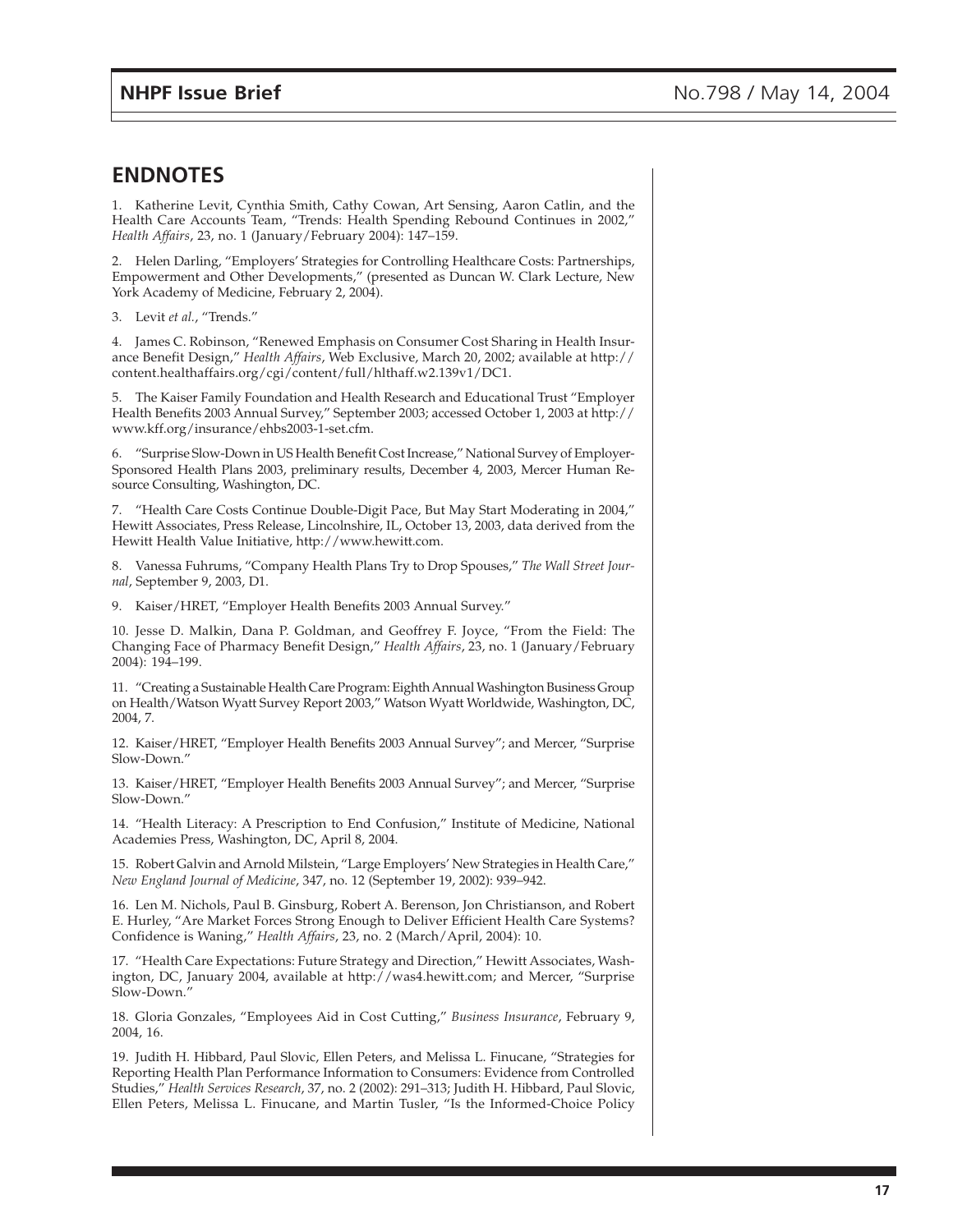## ENDNOTES

1. Katherine Levit, Cynthia Smith, Cathy Cowan, Art Sensing, Aaron Catlin, and the Health Care Accounts Team, "Trends: Health Spending Rebound Continues in 2002," *Health Affairs*, 23, no. 1 (January/February 2004): 147–159.

2. Helen Darling, "Employers' Strategies for Controlling Healthcare Costs: Partnerships, Empowerment and Other Developments," (presented as Duncan W. Clark Lecture, New York Academy of Medicine, February 2, 2004).

3. Levit *et al.*, "Trends."

4. James C. Robinson, "Renewed Emphasis on Consumer Cost Sharing in Health Insurance Benefit Design," *Health Affairs*, Web Exclusive, March 20, 2002; available at http://content.healthaffairs.org/cgi/content/full/hlthaff.w2.139v1/DC1.

5. The Kaiser Family Foundation and Health Research and Educational Trust "Employer Health Benefits 2003 Annual Survey," September 2003; accessed October 1, 2003 at http://www.kff.org/insurance/ehbs2003-1-set.cfm.

6. "Surprise Slow-Down in US Health Benefit Cost Increase," National Survey of Employer-Sponsored Health Plans 2003, preliminary results, December 4, 2003, Mercer Human Resource Consulting, Washington, DC.

7. "Health Care Costs Continue Double-Digit Pace, But May Start Moderating in 2004," Hewitt Associates, Press Release, Lincolnshire, IL, October 13, 2003, data derived from the Hewitt Health Value Initiative, http://www.hewitt.com.

8. Vanessa Fuhrums, "Company Health Plans Try to Drop Spouses," *The Wall Street Journal*, September 9, 2003, D1.

9. Kaiser/HRET, "Employer Health Benefits 2003 Annual Survey."

10. Jesse D. Malkin, Dana P. Goldman, and Geoffrey F. Joyce, "From the Field: The Changing Face of Pharmacy Benefit Design," *Health Affairs*, 23, no. 1 (January/February 2004): 194–199.

11. "Creating a Sustainable Health Care Program: Eighth Annual Washington Business Group on Health/Watson Wyatt Survey Report 2003," Watson Wyatt Worldwide, Washington, DC, 2004, 7.

12. Kaiser/HRET, "Employer Health Benefits 2003 Annual Survey"; and Mercer, "Surprise Slow-Down."

13. Kaiser/HRET, "Employer Health Benefits 2003 Annual Survey"; and Mercer, "Surprise Slow-Down."

14. "Health Literacy: A Prescription to End Confusion," Institute of Medicine, National Academies Press, Washington, DC, April 8, 2004.

15. Robert Galvin and Arnold Milstein, "Large Employers' New Strategies in Health Care," *New England Journal of Medicine*, 347, no. 12 (September 19, 2002): 939–942.

16. Len M. Nichols, Paul B. Ginsburg, Robert A. Berenson, Jon Christianson, and Robert E. Hurley, "Are Market Forces Strong Enough to Deliver Efficient Health Care Systems? Confidence is Waning," *Health Affairs*, 23, no. 2 (March/April, 2004): 10.

17. "Health Care Expectations: Future Strategy and Direction," Hewitt Associates, Washington, DC, January 2004, available at http://was4.hewitt.com; and Mercer, "Surprise Slow-Down."

18. Gloria Gonzales, "Employees Aid in Cost Cutting," *Business Insurance*, February 9, 2004, 16.

19. Judith H. Hibbard, Paul Slovic, Ellen Peters, and Melissa L. Finucane, "Strategies for Reporting Health Plan Performance Information to Consumers: Evidence from Controlled Studies," *Health Services Research*, 37, no. 2 (2002): 291–313; Judith H. Hibbard, Paul Slovic, Ellen Peters, Melissa L. Finucane, and Martin Tusler, "Is the Informed-Choice Policy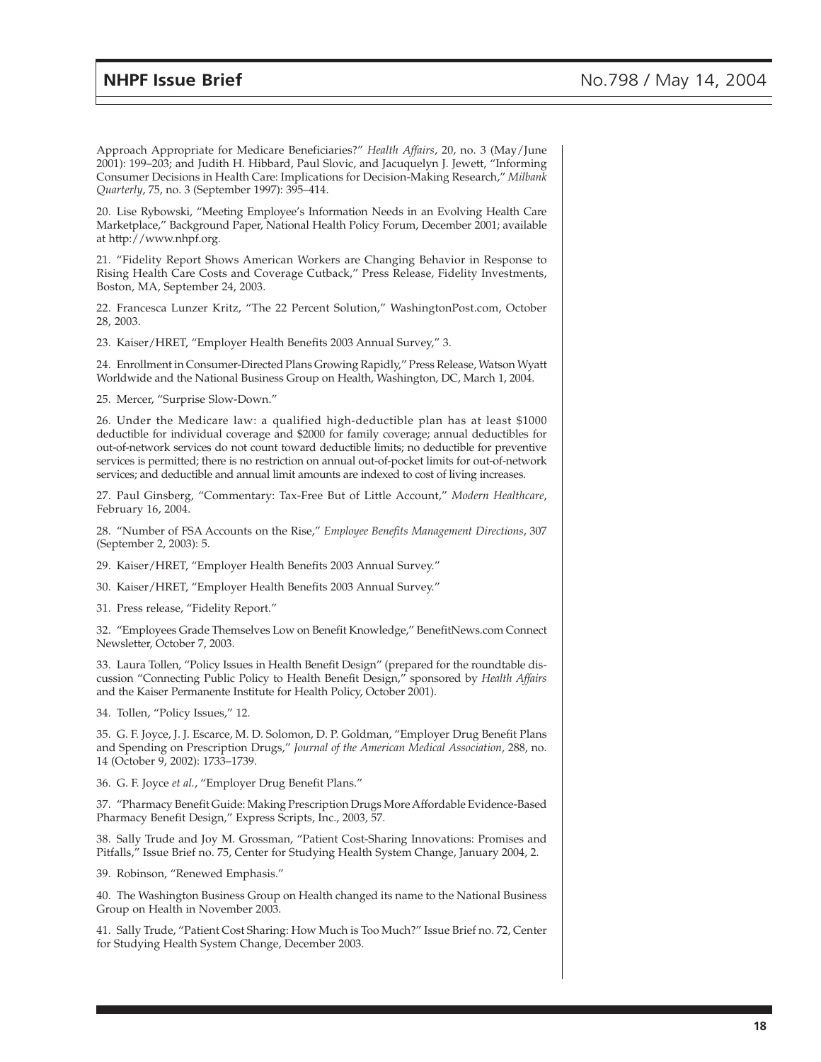Approach Appropriate for Medicare Beneficiaries?" *Health Affairs*, 20, no. 3 (May/June 2001): 199–203; and Judith H. Hibbard, Paul Slovic, and Jacquelyn J. Jewett, "Informing Consumer Decisions in Health Care: Implications for Decision-Making Research," *Milbank Quarterly*, 75, no. 3 (September 1997): 395–414.

20. Lise Rybowski, "Meeting Employee's Information Needs in an Evolving Health Care Marketplace," Background Paper, National Health Policy Forum, December 2001; available at http://www.nhpf.org.

21. "Fidelity Report Shows American Workers are Changing Behavior in Response to Rising Health Care Costs and Coverage Cutback," Press Release, Fidelity Investments, Boston, MA, September 24, 2003.

22. Francesca Lunzer Kritz, "The 22 Percent Solution," WashingtonPost.com, October 28, 2003.

23. Kaiser/HRET, "Employer Health Benefits 2003 Annual Survey," 3.

24. Enrollment in Consumer-Directed Plans Growing Rapidly," Press Release, Watson Wyatt Worldwide and the National Business Group on Health, Washington, DC, March 1, 2004.

25. Mercer, "Surprise Slow-Down."

26. Under the Medicare law: a qualified high-deductible plan has at least $1000 deductible for individual coverage and $2000 for family coverage; annual deductibles for out-of-network services do not count toward deductible limits; no deductible for preventive services is permitted; there is no restriction on annual out-of-pocket limits for out-of-network services; and deductible and annual limit amounts are indexed to cost of living increases.

27. Paul Ginsberg, "Commentary: Tax-Free But of Little Account," *Modern Healthcare*, February 16, 2004.

28. "Number of FSA Accounts on the Rise," *Employee Benefits Management Directions*, 307 (September 2, 2003): 5.

29. Kaiser/HRET, "Employer Health Benefits 2003 Annual Survey."

30. Kaiser/HRET, "Employer Health Benefits 2003 Annual Survey."

31. Press release, "Fidelity Report."

32. "Employees Grade Themselves Low on Benefit Knowledge," BenefitNews.com Connect Newsletter, October 7, 2003.

33. Laura Tollen, "Policy Issues in Health Benefit Design" (prepared for the roundtable discussion "Connecting Public Policy to Health Benefit Design," sponsored by *Health Affairs* and the Kaiser Permanente Institute for Health Policy, October 2001).

34. Tollen, "Policy Issues," 12.

35. G. F. Joyce, J. J. Escarce, M. D. Solomon, D. P. Goldman, "Employer Drug Benefit Plans and Spending on Prescription Drugs," *Journal of the American Medical Association*, 288, no. 14 (October 9, 2002): 1733–1739.

36. G. F. Joyce *et al.*, "Employer Drug Benefit Plans."

37. "Pharmacy Benefit Guide: Making Prescription Drugs More Affordable Evidence-Based Pharmacy Benefit Design," Express Scripts, Inc., 2003, 57.

38. Sally Trude and Joy M. Grossman, "Patient Cost-Sharing Innovations: Promises and Pitfalls," Issue Brief no. 75, Center for Studying Health System Change, January 2004, 2.

39. Robinson, "Renewed Emphasis."

40. The Washington Business Group on Health changed its name to the National Business Group on Health in November 2003.

41. Sally Trude, "Patient Cost Sharing: How Much is Too Much?" Issue Brief no. 72, Center for Studying Health System Change, December 2003.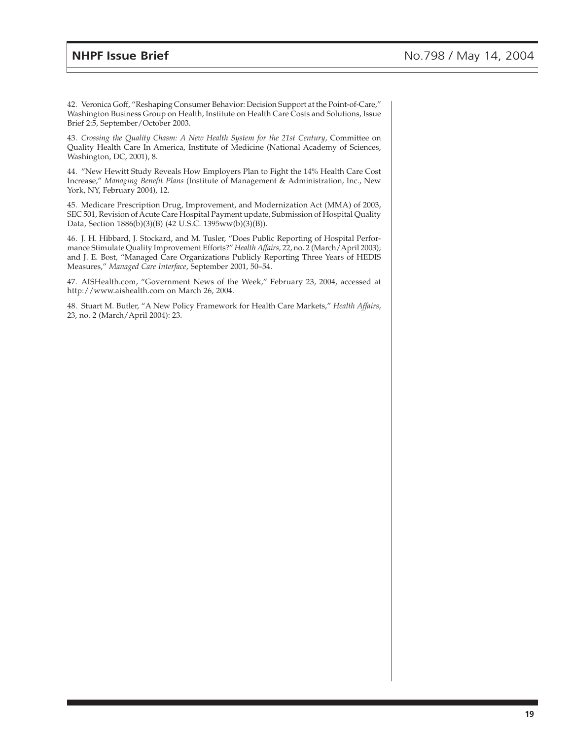42. Veronica Goff, "Reshaping Consumer Behavior: Decision Support at the Point-of-Care," Washington Business Group on Health, Institute on Health Care Costs and Solutions, Issue Brief 2:5, September/October 2003.

43. *Crossing the Quality Chasm: A New Health System for the 21st Century*, Committee on Quality Health Care In America, Institute of Medicine (National Academy of Sciences, Washington, DC, 2001), 8.

44. "New Hewitt Study Reveals How Employers Plan to Fight the 14% Health Care Cost Increase," *Managing Benefit Plans* (Institute of Management & Administration, Inc., New York, NY, February 2004), 12.

45. Medicare Prescription Drug, Improvement, and Modernization Act (MMA) of 2003, SEC 501, Revision of Acute Care Hospital Payment update, Submission of Hospital Quality Data, Section 1886(b)(3)(B) (42 U.S.C. 1395ww(b)(3)(B)).

46. J. H. Hibbard, J. Stockard, and M. Tusler, "Does Public Reporting of Hospital Performance Stimulate Quality Improvement Efforts?" *Health Affairs,* 22, no. 2 (March/April 2003); and J. E. Bost, "Managed Care Organizations Publicly Reporting Three Years of HEDIS Measures," *Managed Care Interface*, September 2001, 50–54.

47. AISHealth.com, "Government News of the Week," February 23, 2004, accessed at http://www.aishealth.com on March 26, 2004.

48. Stuart M. Butler, "A New Policy Framework for Health Care Markets," *Health Affairs*, 23, no. 2 (March/April 2004): 23.